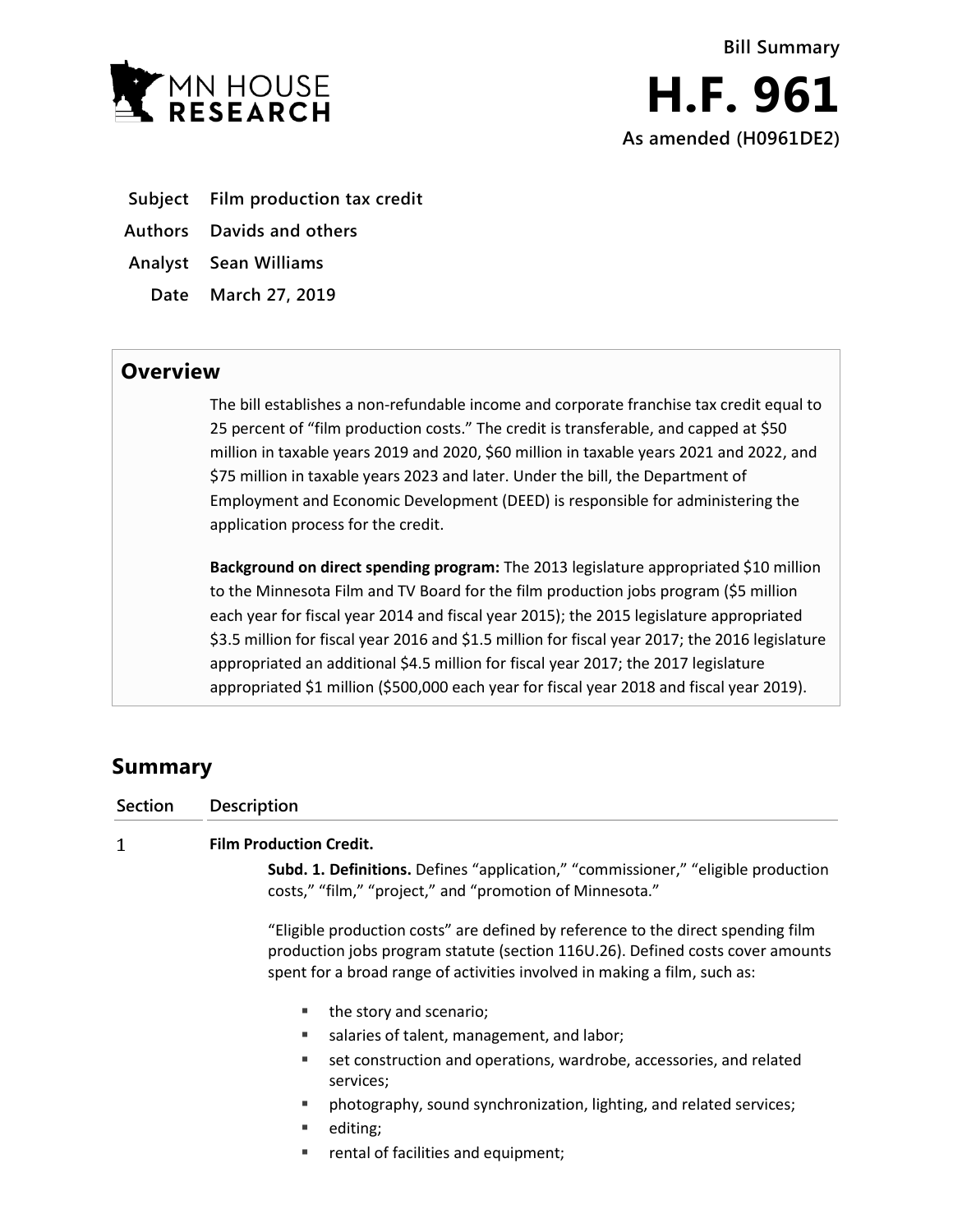MN HOUSE RESEARCH

Bill Summary

# H.F. 961

As amended (H0961DE2)

**Subject** Film production tax credit

**Authors** Davids and others

**Analyst** Sean Williams

**Date** March 27, 2019

## Overview

The bill establishes a non-refundable income and corporate franchise tax credit equal to 25 percent of "film production costs." The credit is transferable, and capped at $50 million in taxable years 2019 and 2020, $60 million in taxable years 2021 and 2022, and $75 million in taxable years 2023 and later. Under the bill, the Department of Employment and Economic Development (DEED) is responsible for administering the application process for the credit.

**Background on direct spending program:** The 2013 legislature appropriated $10 million to the Minnesota Film and TV Board for the film production jobs program ($5 million each year for fiscal year 2014 and fiscal year 2015); the 2015 legislature appropriated $3.5 million for fiscal year 2016 and $1.5 million for fiscal year 2017; the 2016 legislature appropriated an additional $4.5 million for fiscal year 2017; the 2017 legislature appropriated $1 million ($500,000 each year for fiscal year 2018 and fiscal year 2019).

## Summary

| Section | Description |
|---|---|

**1 Film Production Credit.**

**Subd. 1. Definitions.** Defines "application," "commissioner," "eligible production costs," "film," "project," and "promotion of Minnesota."

"Eligible production costs" are defined by reference to the direct spending film production jobs program statute (section 116U.26). Defined costs cover amounts spent for a broad range of activities involved in making a film, such as:

- the story and scenario;
- salaries of talent, management, and labor;
- set construction and operations, wardrobe, accessories, and related services;
- photography, sound synchronization, lighting, and related services;
- editing;
- rental of facilities and equipment;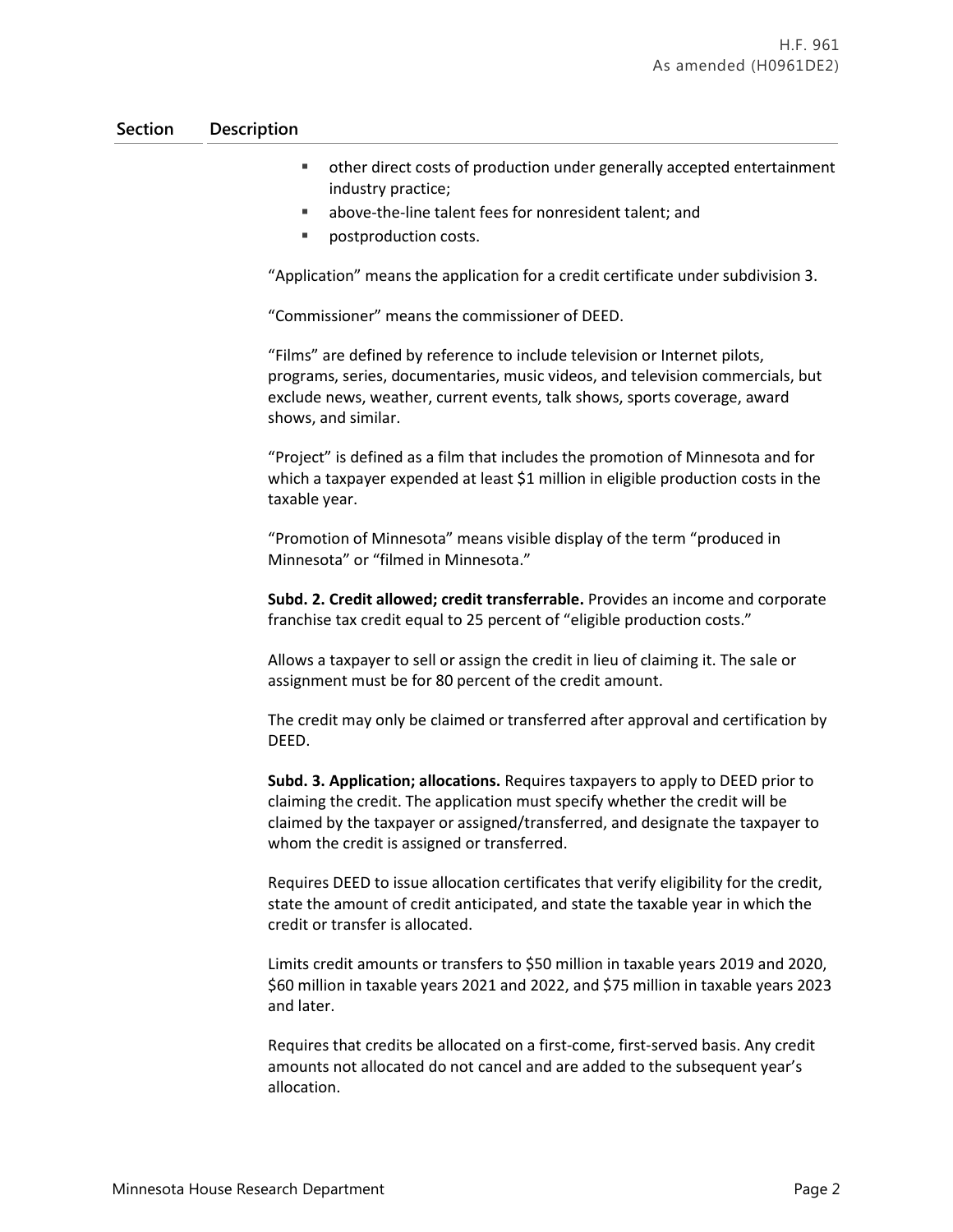| Section | Description |
|---|---|

- other direct costs of production under generally accepted entertainment industry practice;
- above-the-line talent fees for nonresident talent; and
- postproduction costs.

"Application" means the application for a credit certificate under subdivision 3.

"Commissioner" means the commissioner of DEED.

"Films" are defined by reference to include television or Internet pilots, programs, series, documentaries, music videos, and television commercials, but exclude news, weather, current events, talk shows, sports coverage, award shows, and similar.

"Project" is defined as a film that includes the promotion of Minnesota and for which a taxpayer expended at least $1 million in eligible production costs in the taxable year.

"Promotion of Minnesota" means visible display of the term "produced in Minnesota" or "filmed in Minnesota."

**Subd. 2. Credit allowed; credit transferrable.** Provides an income and corporate franchise tax credit equal to 25 percent of "eligible production costs."

Allows a taxpayer to sell or assign the credit in lieu of claiming it. The sale or assignment must be for 80 percent of the credit amount.

The credit may only be claimed or transferred after approval and certification by DEED.

**Subd. 3. Application; allocations.** Requires taxpayers to apply to DEED prior to claiming the credit. The application must specify whether the credit will be claimed by the taxpayer or assigned/transferred, and designate the taxpayer to whom the credit is assigned or transferred.

Requires DEED to issue allocation certificates that verify eligibility for the credit, state the amount of credit anticipated, and state the taxable year in which the credit or transfer is allocated.

Limits credit amounts or transfers to $50 million in taxable years 2019 and 2020, $60 million in taxable years 2021 and 2022, and $75 million in taxable years 2023 and later.

Requires that credits be allocated on a first-come, first-served basis. Any credit amounts not allocated do not cancel and are added to the subsequent year's allocation.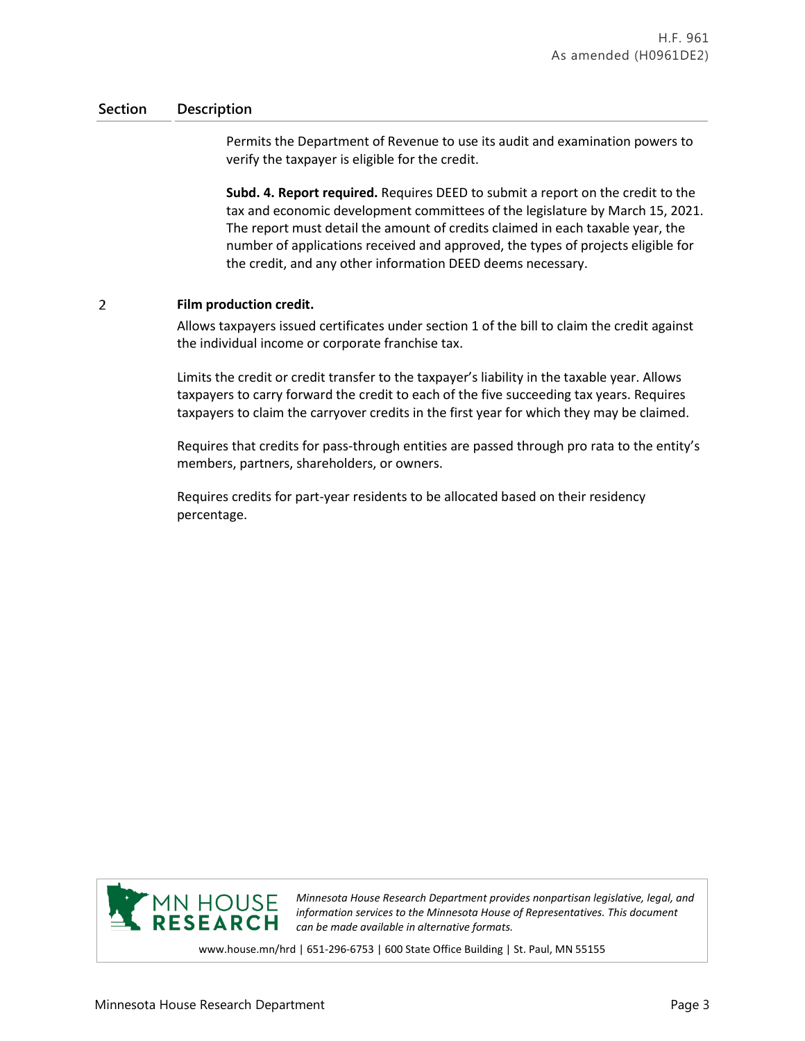| Section | Description |
|---|---|
| | Permits the Department of Revenue to use its audit and examination powers to verify the taxpayer is eligible for the credit.<br><br>**Subd. 4. Report required.** Requires DEED to submit a report on the credit to the tax and economic development committees of the legislature by March 15, 2021. The report must detail the amount of credits claimed in each taxable year, the number of applications received and approved, the types of projects eligible for the credit, and any other information DEED deems necessary. |
| 2 | **Film production credit.**<br><br>Allows taxpayers issued certificates under section 1 of the bill to claim the credit against the individual income or corporate franchise tax.<br><br>Limits the credit or credit transfer to the taxpayer's liability in the taxable year. Allows taxpayers to carry forward the credit to each of the five succeeding tax years. Requires taxpayers to claim the carryover credits in the first year for which they may be claimed.<br><br>Requires that credits for pass-through entities are passed through pro rata to the entity's members, partners, shareholders, or owners.<br><br>Requires credits for part-year residents to be allocated based on their residency percentage. |

MN HOUSE RESEARCH

*Minnesota House Research Department provides nonpartisan legislative, legal, and information services to the Minnesota House of Representatives. This document can be made available in alternative formats.*

www.house.mn/hrd | 651-296-6753 | 600 State Office Building | St. Paul, MN 55155